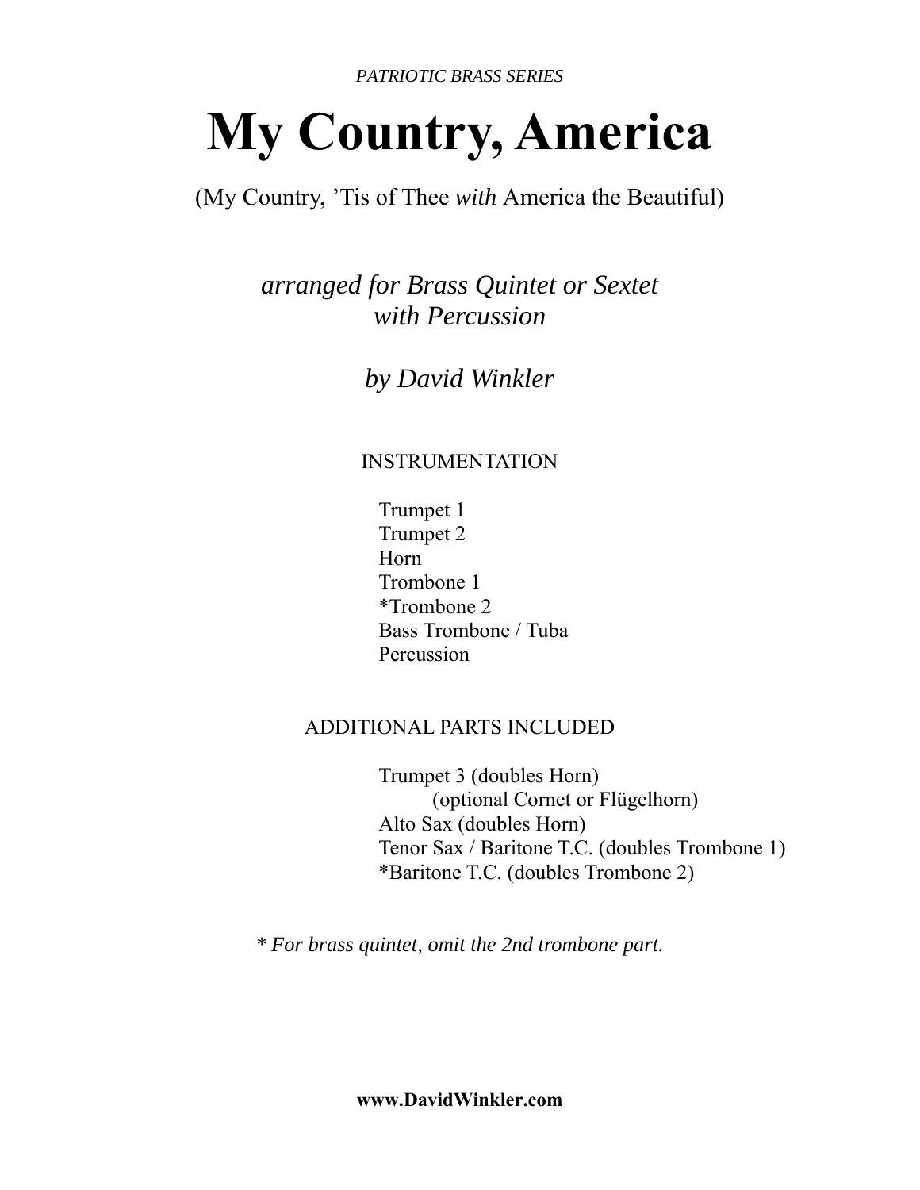*PATRIOTIC BRASS SERIES*

# My Country, America

(My Country, 'Tis of Thee *with* America the Beautiful)

*arranged for Brass Quintet or Sextet*
*with Percussion*

*by David Winkler*

## INSTRUMENTATION

Trumpet 1
Trumpet 2
Horn
Trombone 1
*Trombone 2
Bass Trombone / Tuba
Percussion

## ADDITIONAL PARTS INCLUDED

Trumpet 3 (doubles Horn)
    (optional Cornet or Flügelhorn)
Alto Sax (doubles Horn)
Tenor Sax / Baritone T.C. (doubles Trombone 1)
*Baritone T.C. (doubles Trombone 2)

*\* For brass quintet, omit the 2nd trombone part.*

**www.DavidWinkler.com**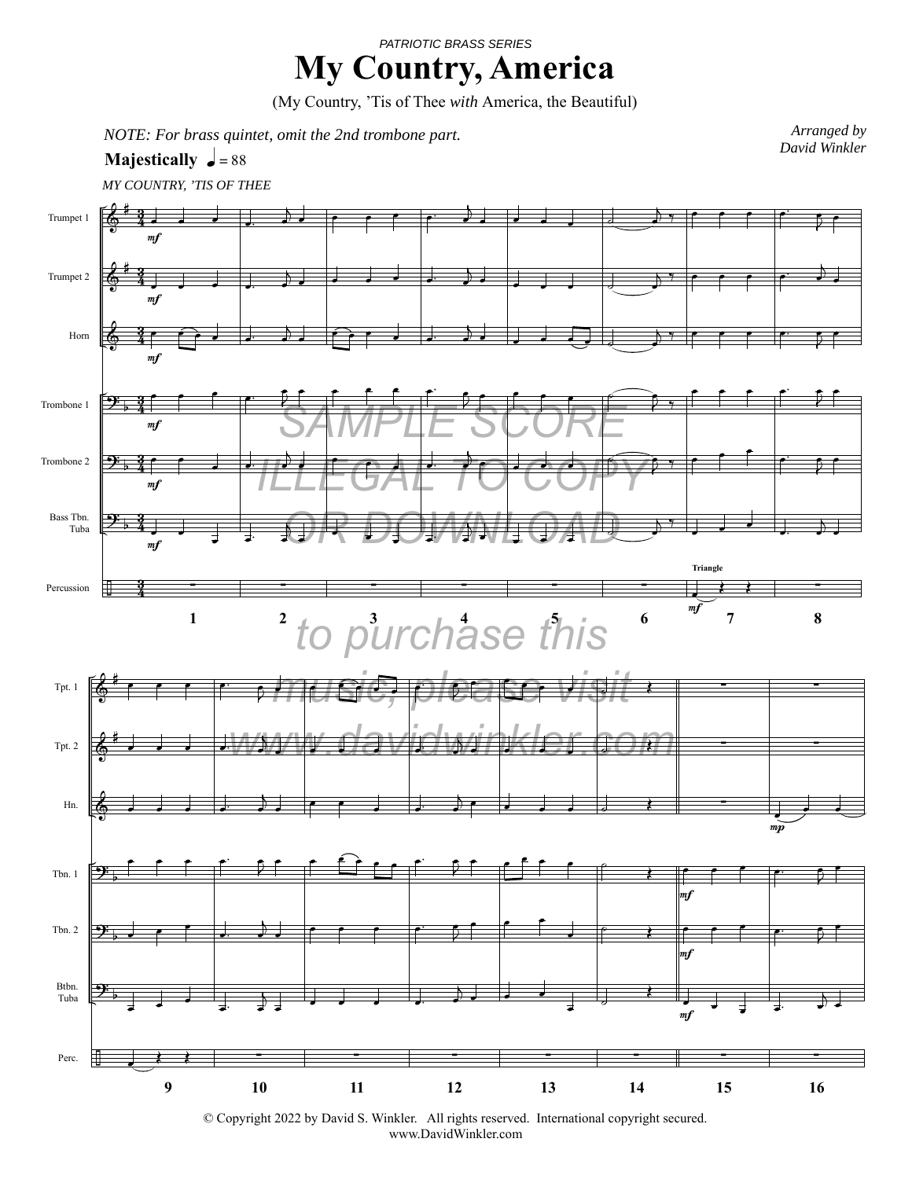*PATRIOTIC BRASS SERIES*

# My Country, America

(My Country, 'Tis of Thee *with* America, the Beautiful)

*NOTE: For brass quintet, omit the 2nd trombone part.*

Arranged by David Winkler

**Majestically** ♩ = 88

*MY COUNTRY, 'TIS OF THEE*

SAMPLE SCORE ILLEGAL TO COPY OR DOWNLOAD

to purchase this music, please visit www.davidwinkler.com

© Copyright 2022 by David S. Winkler. All rights reserved. International copyright secured.
www.DavidWinkler.com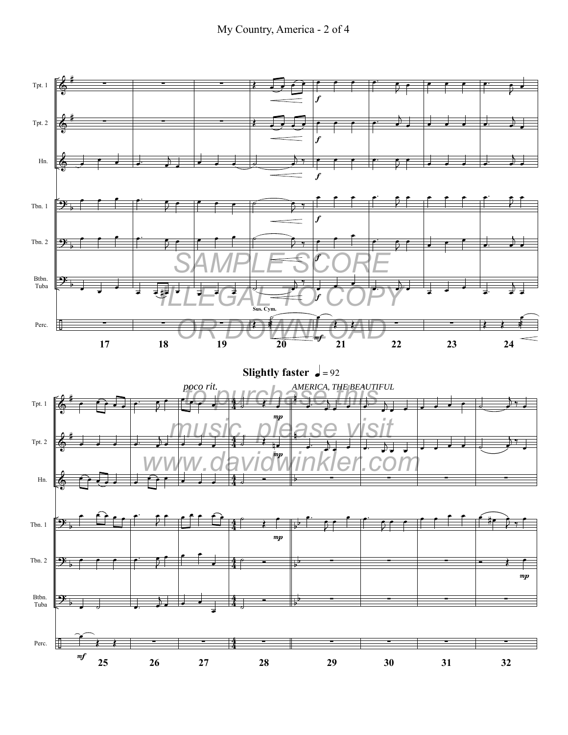**Slightly faster** ♩ = 92

*poco rit.*

*AMERICA, THE BEAUTIFUL*

SAMPLE SCORE
ILLEGAL TO COPY
OR DOWNLOAD

to purchase this music, please visit www.davidwinkler.com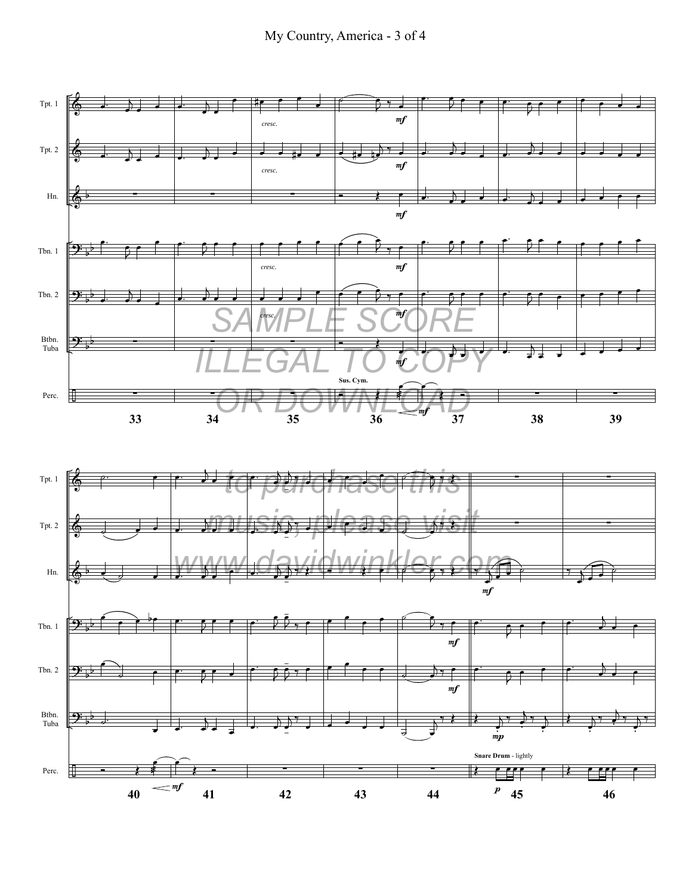SAMPLE SCORE
ILLEGAL TO COPY
OR DOWNLOAD

to purchase this music, please visit www.davidwinkler.com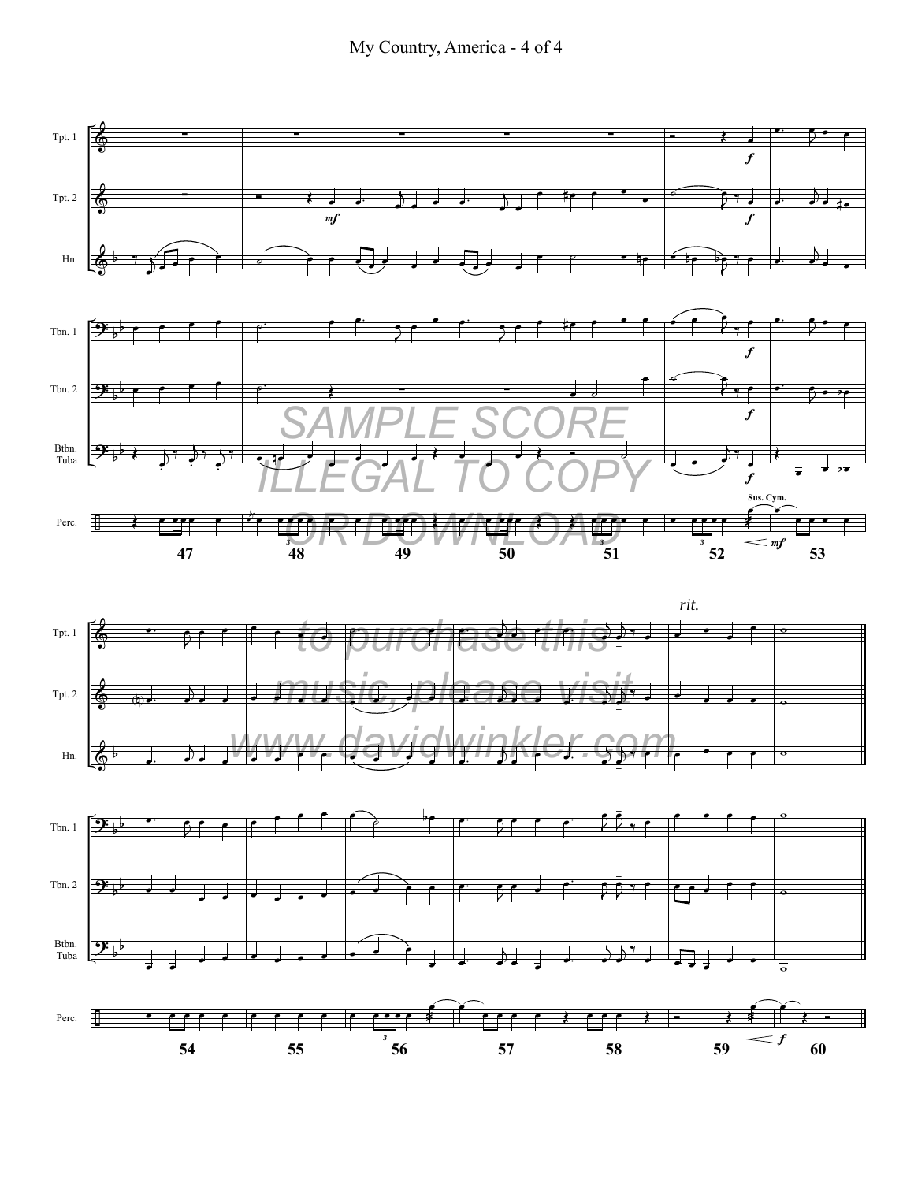SAMPLE SCORE
ILLEGAL TO COPY
OR DOWNLOAD

to purchase this
music, please visit
www.davidwinkler.com